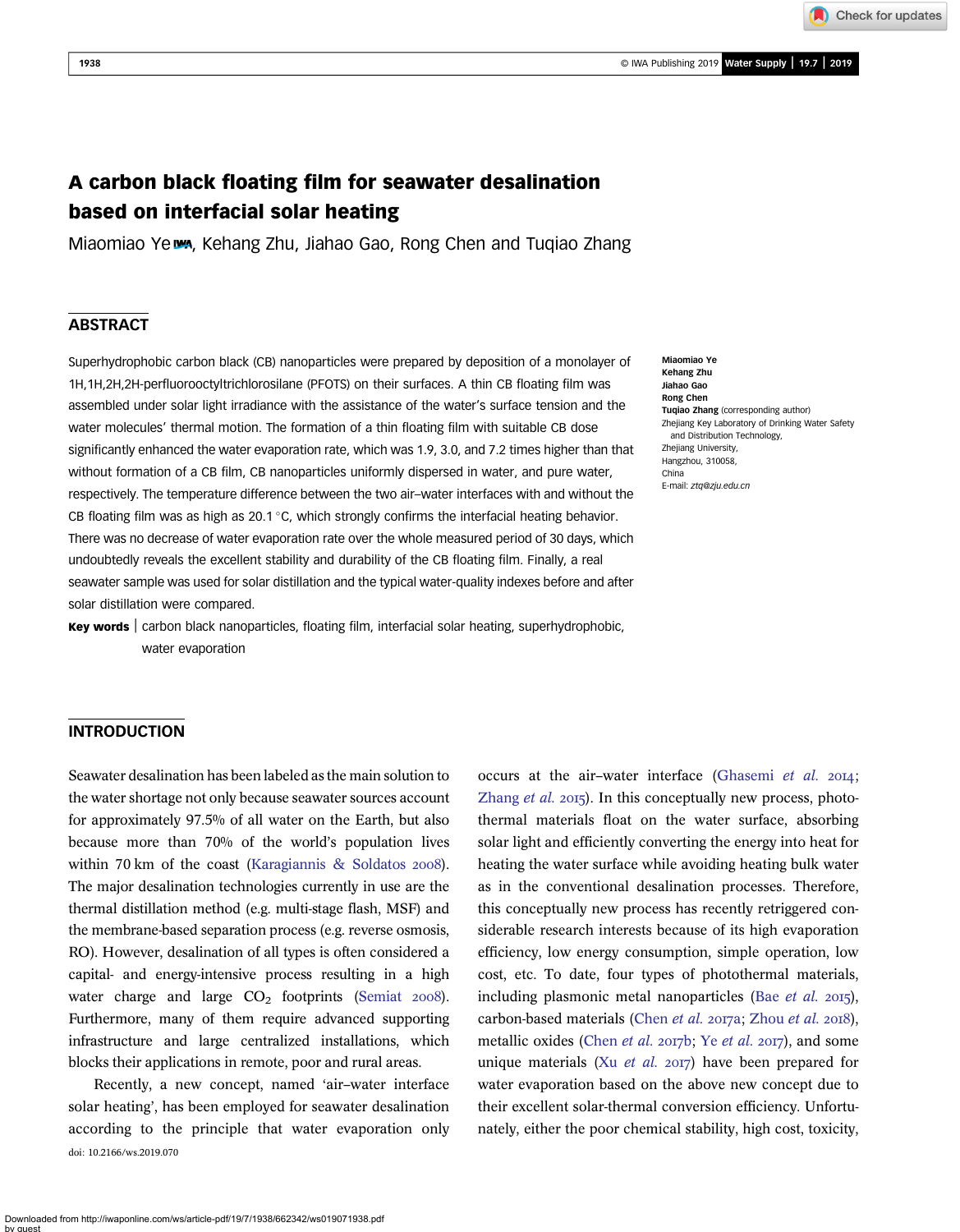# A carbon black floating film for seawater desalination based on interfacial solar heating

Miaomiao Ye, Kehang Zhu, Jiahao Gao, Rong Chen and Tuqiao Zhang

## ABSTRACT

Superhydrophobic carbon black (CB) nanoparticles were prepared by deposition of a monolayer of 1H,1H,2H,2H-perfluorooctyltrichlorosilane (PFOTS) on their surfaces. A thin CB floating film was assembled under solar light irradiance with the assistance of the water's surface tension and the water molecules' thermal motion. The formation of a thin floating film with suitable CB dose significantly enhanced the water evaporation rate, which was 1.9, 3.0, and 7.2 times higher than that without formation of a CB film, CB nanoparticles uniformly dispersed in water, and pure water, respectively. The temperature difference between the two air–water interfaces with and without the CB floating film was as high as 20.1 °C, which strongly confirms the interfacial heating behavior. There was no decrease of water evaporation rate over the whole measured period of 30 days, which undoubtedly reveals the excellent stability and durability of the CB floating film. Finally, a real seawater sample was used for solar distillation and the typical water-quality indexes before and after solar distillation were compared.

**Key words** | carbon black nanoparticles, floating film, interfacial solar heating, superhydrophobic, water evaporation

**Miaomiao Ye**
**Kehang Zhu**
**Jiahao Gao**
**Rong Chen**
**Tuqiao Zhang** (corresponding author)
Zhejiang Key Laboratory of Drinking Water Safety and Distribution Technology,
Zhejiang University,
Hangzhou, 310058,
China
E-mail: *ztq@zju.edu.cn*

## INTRODUCTION

Seawater desalination has been labeled as the main solution to the water shortage not only because seawater sources account for approximately 97.5% of all water on the Earth, but also because more than 70% of the world's population lives within 70 km of the coast (Karagiannis & Soldatos 2008). The major desalination technologies currently in use are the thermal distillation method (e.g. multi-stage flash, MSF) and the membrane-based separation process (e.g. reverse osmosis, RO). However, desalination of all types is often considered a capital- and energy-intensive process resulting in a high water charge and large $CO_2$ footprints (Semiat 2008). Furthermore, many of them require advanced supporting infrastructure and large centralized installations, which blocks their applications in remote, poor and rural areas.

Recently, a new concept, named 'air–water interface solar heating', has been employed for seawater desalination according to the principle that water evaporation only occurs at the air–water interface (Ghasemi *et al.* 2014; Zhang *et al.* 2015). In this conceptually new process, photothermal materials float on the water surface, absorbing solar light and efficiently converting the energy into heat for heating the water surface while avoiding heating bulk water as in the conventional desalination processes. Therefore, this conceptually new process has recently retriggered considerable research interests because of its high evaporation efficiency, low energy consumption, simple operation, low cost, etc. To date, four types of photothermal materials, including plasmonic metal nanoparticles (Bae *et al.* 2015), carbon-based materials (Chen *et al.* 2017a; Zhou *et al.* 2018), metallic oxides (Chen *et al.* 2017b; Ye *et al.* 2017), and some unique materials (Xu *et al.* 2017) have been prepared for water evaporation based on the above new concept due to their excellent solar-thermal conversion efficiency. Unfortunately, either the poor chemical stability, high cost, toxicity,

doi: 10.2166/ws.2019.070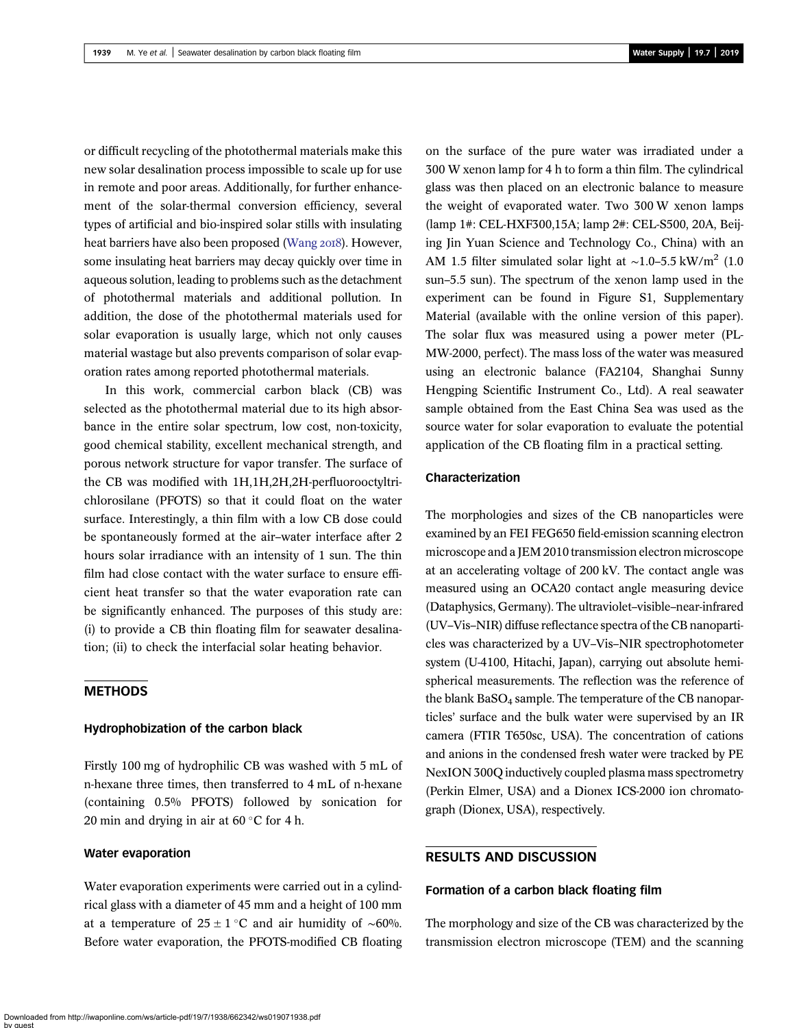or difficult recycling of the photothermal materials make this new solar desalination process impossible to scale up for use in remote and poor areas. Additionally, for further enhancement of the solar-thermal conversion efficiency, several types of artificial and bio-inspired solar stills with insulating heat barriers have also been proposed (Wang 2018). However, some insulating heat barriers may decay quickly over time in aqueous solution, leading to problems such as the detachment of photothermal materials and additional pollution. In addition, the dose of the photothermal materials used for solar evaporation is usually large, which not only causes material wastage but also prevents comparison of solar evaporation rates among reported photothermal materials.

In this work, commercial carbon black (CB) was selected as the photothermal material due to its high absorbance in the entire solar spectrum, low cost, non-toxicity, good chemical stability, excellent mechanical strength, and porous network structure for vapor transfer. The surface of the CB was modified with 1H,1H,2H,2H-perfluorooctyltrichlorosilane (PFOTS) so that it could float on the water surface. Interestingly, a thin film with a low CB dose could be spontaneously formed at the air–water interface after 2 hours solar irradiance with an intensity of 1 sun. The thin film had close contact with the water surface to ensure efficient heat transfer so that the water evaporation rate can be significantly enhanced. The purposes of this study are: (i) to provide a CB thin floating film for seawater desalination; (ii) to check the interfacial solar heating behavior.

## METHODS

### Hydrophobization of the carbon black

Firstly 100 mg of hydrophilic CB was washed with 5 mL of n-hexane three times, then transferred to 4 mL of n-hexane (containing 0.5% PFOTS) followed by sonication for 20 min and drying in air at 60 °C for 4 h.

### Water evaporation

Water evaporation experiments were carried out in a cylindrical glass with a diameter of 45 mm and a height of 100 mm at a temperature of $25 \pm 1$ °C and air humidity of ~60%. Before water evaporation, the PFOTS-modified CB floating on the surface of the pure water was irradiated under a 300 W xenon lamp for 4 h to form a thin film. The cylindrical glass was then placed on an electronic balance to measure the weight of evaporated water. Two 300 W xenon lamps (lamp 1#: CEL-HXF300,15A; lamp 2#: CEL-S500, 20A, Beijing Jin Yuan Science and Technology Co., China) with an AM 1.5 filter simulated solar light at ~1.0–5.5 $kW/m^2$ (1.0 sun–5.5 sun). The spectrum of the xenon lamp used in the experiment can be found in Figure S1, Supplementary Material (available with the online version of this paper). The solar flux was measured using a power meter (PL-MW-2000, perfect). The mass loss of the water was measured using an electronic balance (FA2104, Shanghai Sunny Hengping Scientific Instrument Co., Ltd). A real seawater sample obtained from the East China Sea was used as the source water for solar evaporation to evaluate the potential application of the CB floating film in a practical setting.

### Characterization

The morphologies and sizes of the CB nanoparticles were examined by an FEI FEG650 field-emission scanning electron microscope and a JEM 2010 transmission electron microscope at an accelerating voltage of 200 kV. The contact angle was measured using an OCA20 contact angle measuring device (Dataphysics, Germany). The ultraviolet–visible–near-infrared (UV–Vis–NIR) diffuse reflectance spectra of the CB nanoparticles was characterized by a UV–Vis–NIR spectrophotometer system (U-4100, Hitachi, Japan), carrying out absolute hemispherical measurements. The reflection was the reference of the blank $BaSO_4$ sample. The temperature of the CB nanoparticles' surface and the bulk water were supervised by an IR camera (FTIR T650sc, USA). The concentration of cations and anions in the condensed fresh water were tracked by PE NexION 300Q inductively coupled plasma mass spectrometry (Perkin Elmer, USA) and a Dionex ICS-2000 ion chromatograph (Dionex, USA), respectively.

## RESULTS AND DISCUSSION

### Formation of a carbon black floating film

The morphology and size of the CB was characterized by the transmission electron microscope (TEM) and the scanning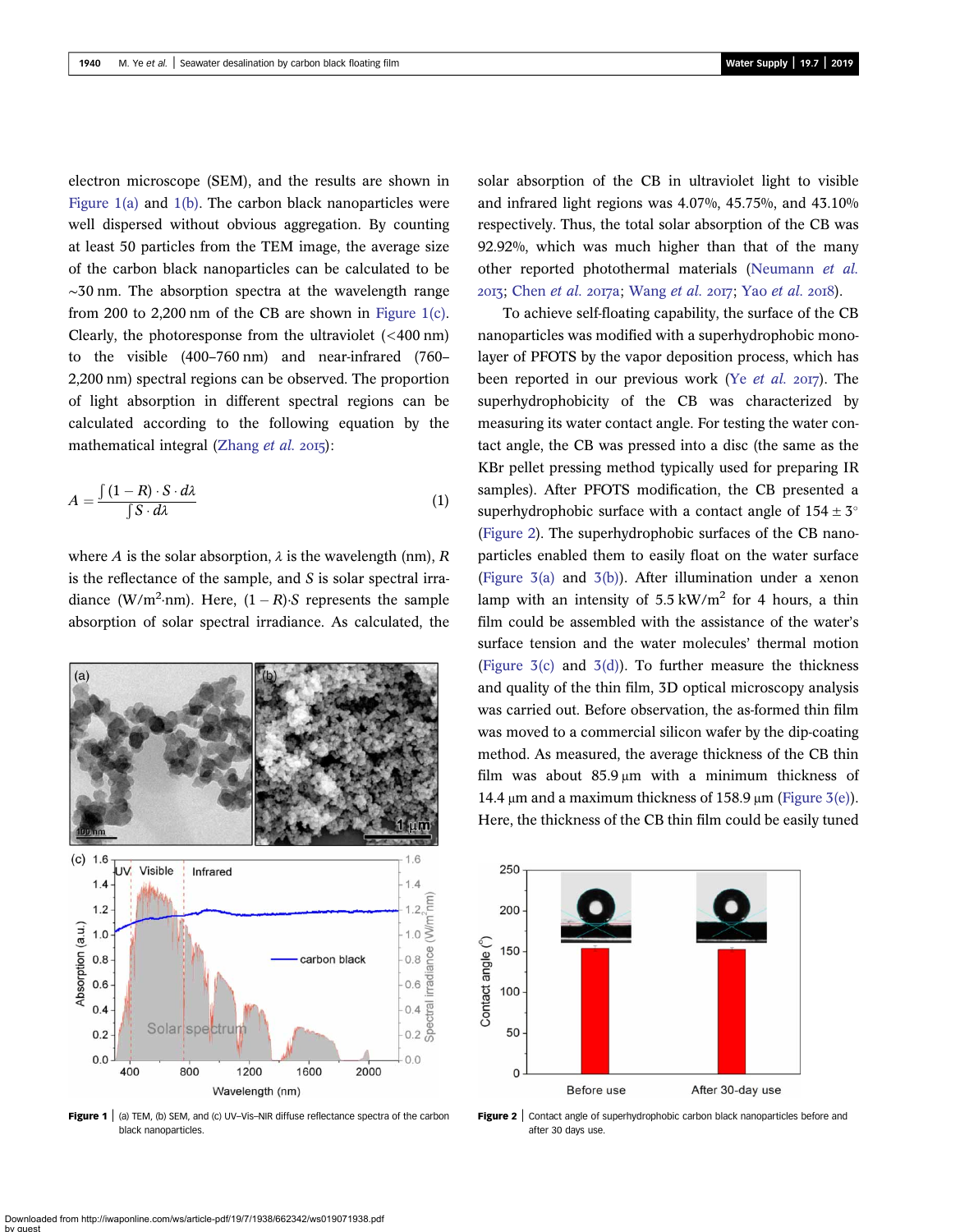electron microscope (SEM), and the results are shown in Figure 1(a) and 1(b). The carbon black nanoparticles were well dispersed without obvious aggregation. By counting at least 50 particles from the TEM image, the average size of the carbon black nanoparticles can be calculated to be ~30 nm. The absorption spectra at the wavelength range from 200 to 2,200 nm of the CB are shown in Figure 1(c). Clearly, the photoresponse from the ultraviolet (<400 nm) to the visible (400–760 nm) and near-infrared (760–2,200 nm) spectral regions can be observed. The proportion of light absorption in different spectral regions can be calculated according to the following equation by the mathematical integral (Zhang *et al.* 2015):

$$A = \frac{\int (1 - R) \cdot S \cdot d\lambda}{\int S \cdot d\lambda} \tag{1}$$

where $A$ is the solar absorption, $\lambda$ is the wavelength (nm), $R$ is the reflectance of the sample, and $S$ is solar spectral irradiance (W/m$^2$·nm). Here, $(1 - R)\cdot S$ represents the sample absorption of solar spectral irradiance. As calculated, the solar absorption of the CB in ultraviolet light to visible and infrared light regions was 4.07%, 45.75%, and 43.10% respectively. Thus, the total solar absorption of the CB was 92.92%, which was much higher than that of the many other reported photothermal materials (Neumann *et al.* 2013; Chen *et al.* 2017a; Wang *et al.* 2017; Yao *et al.* 2018).

Figure 1 | (a) TEM, (b) SEM, and (c) UV–Vis–NIR diffuse reflectance spectra of the carbon black nanoparticles.

To achieve self-floating capability, the surface of the CB nanoparticles was modified with a superhydrophobic monolayer of PFOTS by the vapor deposition process, which has been reported in our previous work (Ye *et al.* 2017). The superhydrophobicity of the CB was characterized by measuring its water contact angle. For testing the water contact angle, the CB was pressed into a disc (the same as the KBr pellet pressing method typically used for preparing IR samples). After PFOTS modification, the CB presented a superhydrophobic surface with a contact angle of 154 ± 3° (Figure 2). The superhydrophobic surfaces of the CB nanoparticles enabled them to easily float on the water surface (Figure 3(a) and 3(b)). After illumination under a xenon lamp with an intensity of 5.5 kW/m$^2$ for 4 hours, a thin film could be assembled with the assistance of the water's surface tension and the water molecules' thermal motion (Figure 3(c) and 3(d)). To further measure the thickness and quality of the thin film, 3D optical microscopy analysis was carried out. Before observation, the as-formed thin film was moved to a commercial silicon wafer by the dip-coating method. As measured, the average thickness of the CB thin film was about 85.9 μm with a minimum thickness of 14.4 μm and a maximum thickness of 158.9 μm (Figure 3(e)). Here, the thickness of the CB thin film could be easily tuned

Figure 2 | Contact angle of superhydrophobic carbon black nanoparticles before and after 30 days use.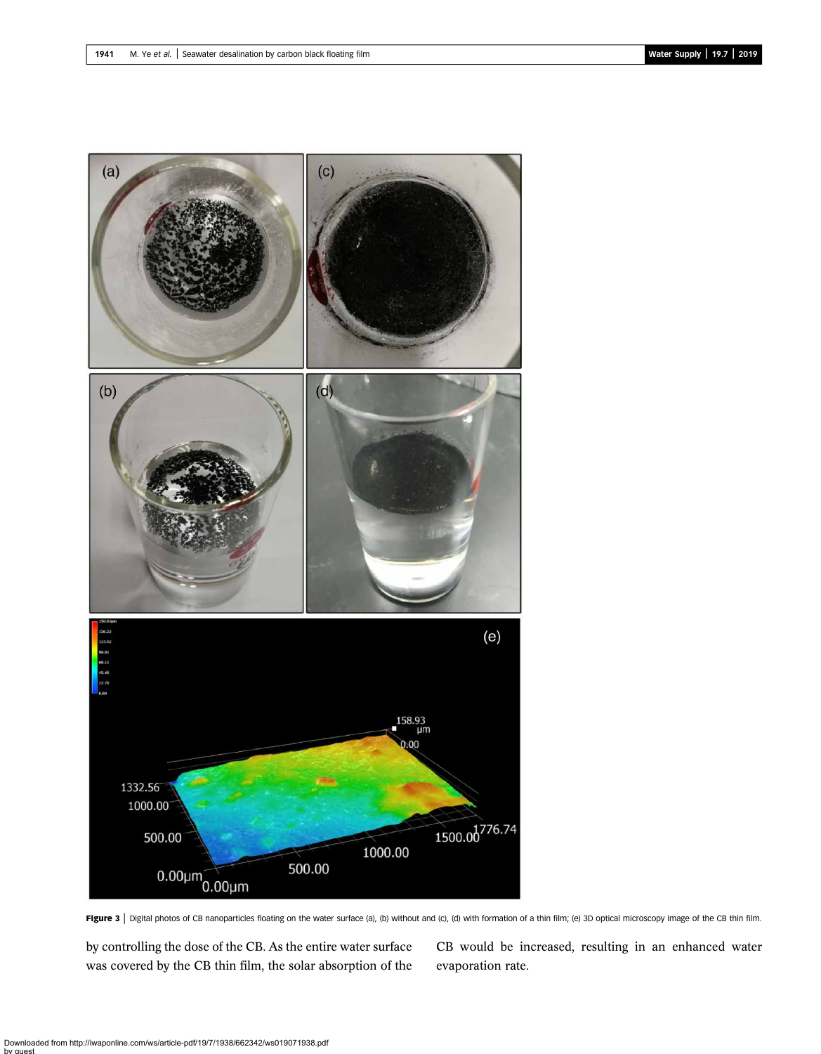Figure 3 | Digital photos of CB nanoparticles floating on the water surface (a), (b) without and (c), (d) with formation of a thin film; (e) 3D optical microscopy image of the CB thin film.

by controlling the dose of the CB. As the entire water surface was covered by the CB thin film, the solar absorption of the CB would be increased, resulting in an enhanced water evaporation rate.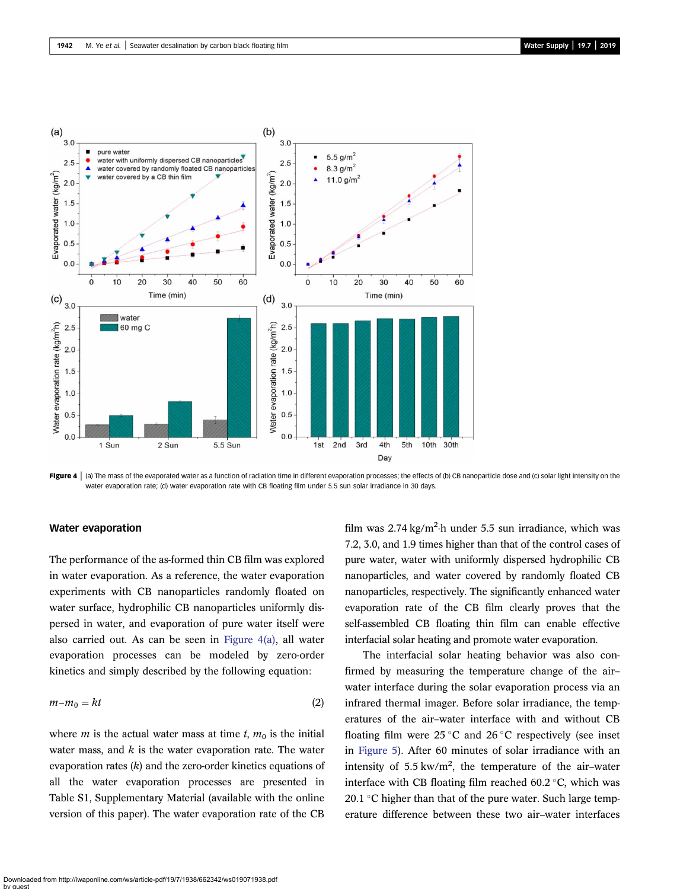Figure 4 | (a) The mass of the evaporated water as a function of radiation time in different evaporation processes; the effects of (b) CB nanoparticle dose and (c) solar light intensity on the water evaporation rate; (d) water evaporation rate with CB floating film under 5.5 sun solar irradiance in 30 days.

### Water evaporation

The performance of the as-formed thin CB film was explored in water evaporation. As a reference, the water evaporation experiments with CB nanoparticles randomly floated on water surface, hydrophilic CB nanoparticles uniformly dispersed in water, and evaporation of pure water itself were also carried out. As can be seen in Figure 4(a), all water evaporation processes can be modeled by zero-order kinetics and simply described by the following equation:

$$m - m_0 = kt \tag{2}$$

where $m$ is the actual water mass at time $t$, $m_0$ is the initial water mass, and $k$ is the water evaporation rate. The water evaporation rates ($k$) and the zero-order kinetics equations of all the water evaporation processes are presented in Table S1, Supplementary Material (available with the online version of this paper). The water evaporation rate of the CB film was 2.74 $kg/m^2 \cdot h$ under 5.5 sun irradiance, which was 7.2, 3.0, and 1.9 times higher than that of the control cases of pure water, water with uniformly dispersed hydrophilic CB nanoparticles, and water covered by randomly floated CB nanoparticles, respectively. The significantly enhanced water evaporation rate of the CB film clearly proves that the self-assembled CB floating thin film can enable effective interfacial solar heating and promote water evaporation.

The interfacial solar heating behavior was also confirmed by measuring the temperature change of the air–water interface during the solar evaporation process via an infrared thermal imager. Before solar irradiance, the temperatures of the air–water interface with and without CB floating film were 25 °C and 26 °C respectively (see inset in Figure 5). After 60 minutes of solar irradiance with an intensity of 5.5 $kw/m^2$, the temperature of the air–water interface with CB floating film reached 60.2 °C, which was 20.1 °C higher than that of the pure water. Such large temperature difference between these two air–water interfaces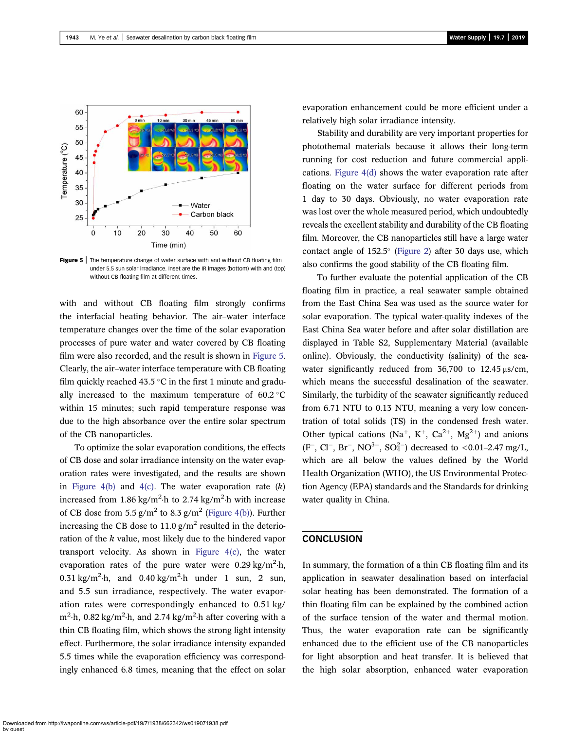Figure 5 | The temperature change of water surface with and without CB floating film under 5.5 sun solar irradiance. Inset are the IR images (bottom) with and (top) without CB floating film at different times.

with and without CB floating film strongly confirms the interfacial heating behavior. The air–water interface temperature changes over the time of the solar evaporation processes of pure water and water covered by CB floating film were also recorded, and the result is shown in Figure 5. Clearly, the air–water interface temperature with CB floating film quickly reached 43.5 °C in the first 1 minute and gradually increased to the maximum temperature of 60.2 °C within 15 minutes; such rapid temperature response was due to the high absorbance over the entire solar spectrum of the CB nanoparticles.

To optimize the solar evaporation conditions, the effects of CB dose and solar irradiance intensity on the water evaporation rates were investigated, and the results are shown in Figure 4(b) and 4(c). The water evaporation rate ($k$) increased from 1.86 $kg/m^2{\cdot}h$ to 2.74 $kg/m^2{\cdot}h$ with increase of CB dose from 5.5 $g/m^2$ to 8.3 $g/m^2$ (Figure 4(b)). Further increasing the CB dose to 11.0 $g/m^2$ resulted in the deterioration of the $k$ value, most likely due to the hindered vapor transport velocity. As shown in Figure 4(c), the water evaporation rates of the pure water were 0.29 $kg/m^2{\cdot}h$, 0.31 $kg/m^2{\cdot}h$, and 0.40 $kg/m^2{\cdot}h$ under 1 sun, 2 sun, and 5.5 sun irradiance, respectively. The water evaporation rates were correspondingly enhanced to 0.51 $kg/m^2{\cdot}h$, 0.82 $kg/m^2{\cdot}h$, and 2.74 $kg/m^2{\cdot}h$ after covering with a thin CB floating film, which shows the strong light intensity effect. Furthermore, the solar irradiance intensity expanded 5.5 times while the evaporation efficiency was correspondingly enhanced 6.8 times, meaning that the effect on solar evaporation enhancement could be more efficient under a relatively high solar irradiance intensity.

Stability and durability are very important properties for photothemal materials because it allows their long-term running for cost reduction and future commercial applications. Figure 4(d) shows the water evaporation rate after floating on the water surface for different periods from 1 day to 30 days. Obviously, no water evaporation rate was lost over the whole measured period, which undoubtedly reveals the excellent stability and durability of the CB floating film. Moreover, the CB nanoparticles still have a large water contact angle of 152.5° (Figure 2) after 30 days use, which also confirms the good stability of the CB floating film.

To further evaluate the potential application of the CB floating film in practice, a real seawater sample obtained from the East China Sea was used as the source water for solar evaporation. The typical water-quality indexes of the East China Sea water before and after solar distillation are displayed in Table S2, Supplementary Material (available online). Obviously, the conductivity (salinity) of the seawater significantly reduced from 36,700 to 12.45 μs/cm, which means the successful desalination of the seawater. Similarly, the turbidity of the seawater significantly reduced from 6.71 NTU to 0.13 NTU, meaning a very low concentration of total solids (TS) in the condensed fresh water. Other typical cations ($Na^{+}$, $K^{+}$, $Ca^{2+}$, $Mg^{2+}$) and anions ($F^{-}$, $Cl^{-}$, $Br^{-}$, $NO^{3-}$, $SO_4^{2-}$) decreased to <0.01–2.47 mg/L, which are all below the values defined by the World Health Organization (WHO), the US Environmental Protection Agency (EPA) standards and the Standards for drinking water quality in China.

## CONCLUSION

In summary, the formation of a thin CB floating film and its application in seawater desalination based on interfacial solar heating has been demonstrated. The formation of a thin floating film can be explained by the combined action of the surface tension of the water and thermal motion. Thus, the water evaporation rate can be significantly enhanced due to the efficient use of the CB nanoparticles for light absorption and heat transfer. It is believed that the high solar absorption, enhanced water evaporation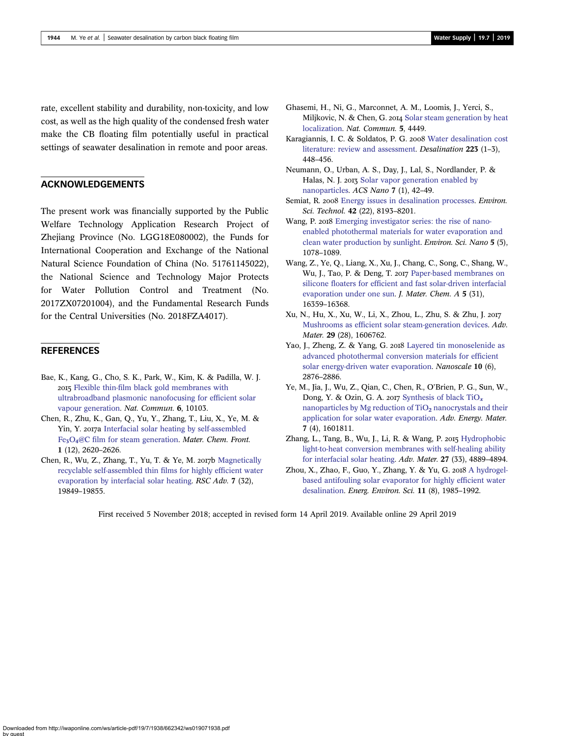rate, excellent stability and durability, non-toxicity, and low cost, as well as the high quality of the condensed fresh water make the CB floating film potentially useful in practical settings of seawater desalination in remote and poor areas.

## ACKNOWLEDGEMENTS

The present work was financially supported by the Public Welfare Technology Application Research Project of Zhejiang Province (No. LGG18E080002), the Funds for International Cooperation and Exchange of the National Natural Science Foundation of China (No. 51761145022), the National Science and Technology Major Protects for Water Pollution Control and Treatment (No. 2017ZX07201004), and the Fundamental Research Funds for the Central Universities (No. 2018FZA4017).

## REFERENCES

Bae, K., Kang, G., Cho, S. K., Park, W., Kim, K. & Padilla, W. J. 2015 Flexible thin-film black gold membranes with ultrabroadband plasmonic nanofocusing for efficient solar vapour generation. *Nat. Commun.* **6**, 10103.

Chen, R., Zhu, K., Gan, Q., Yu, Y., Zhang, T., Liu, X., Ye, M. & Yin, Y. 2017a Interfacial solar heating by self-assembled $Fe_3O_4$@C film for steam generation. *Mater. Chem. Front.* **1** (12), 2620–2626.

Chen, R., Wu, Z., Zhang, T., Yu, T. & Ye, M. 2017b Magnetically recyclable self-assembled thin films for highly efficient water evaporation by interfacial solar heating. *RSC Adv.* **7** (32), 19849–19855.

Ghasemi, H., Ni, G., Marconnet, A. M., Loomis, J., Yerci, S., Miljkovic, N. & Chen, G. 2014 Solar steam generation by heat localization. *Nat. Commun.* **5**, 4449.

Karagiannis, I. C. & Soldatos, P. G. 2008 Water desalination cost literature: review and assessment. *Desalination* **223** (1–3), 448–456.

Neumann, O., Urban, A. S., Day, J., Lal, S., Nordlander, P. & Halas, N. J. 2013 Solar vapor generation enabled by nanoparticles. *ACS Nano* **7** (1), 42–49.

Semiat, R. 2008 Energy issues in desalination processes. *Environ. Sci. Technol.* **42** (22), 8193–8201.

Wang, P. 2018 Emerging investigator series: the rise of nano-enabled photothermal materials for water evaporation and clean water production by sunlight. *Environ. Sci. Nano* **5** (5), 1078–1089.

Wang, Z., Ye, Q., Liang, X., Xu, J., Chang, C., Song, C., Shang, W., Wu, J., Tao, P. & Deng, T. 2017 Paper-based membranes on silicone floaters for efficient and fast solar-driven interfacial evaporation under one sun. *J. Mater. Chem. A* **5** (31), 16359–16368.

Xu, N., Hu, X., Xu, W., Li, X., Zhou, L., Zhu, S. & Zhu, J. 2017 Mushrooms as efficient solar steam-generation devices. *Adv. Mater.* **29** (28), 1606762.

Yao, J., Zheng, Z. & Yang, G. 2018 Layered tin monoselenide as advanced photothermal conversion materials for efficient solar energy-driven water evaporation. *Nanoscale* **10** (6), 2876–2886.

Ye, M., Jia, J., Wu, Z., Qian, C., Chen, R., O'Brien, P. G., Sun, W., Dong, Y. & Ozin, G. A. 2017 Synthesis of black $TiO_x$ nanoparticles by Mg reduction of $TiO_2$ nanocrystals and their application for solar water evaporation. *Adv. Energy. Mater.* **7** (4), 1601811.

Zhang, L., Tang, B., Wu, J., Li, R. & Wang, P. 2015 Hydrophobic light-to-heat conversion membranes with self-healing ability for interfacial solar heating. *Adv. Mater.* **27** (33), 4889–4894.

Zhou, X., Zhao, F., Guo, Y., Zhang, Y. & Yu, G. 2018 A hydrogel-based antifouling solar evaporator for highly efficient water desalination. *Energ. Environ. Sci.* **11** (8), 1985–1992.

First received 5 November 2018; accepted in revised form 14 April 2019. Available online 29 April 2019